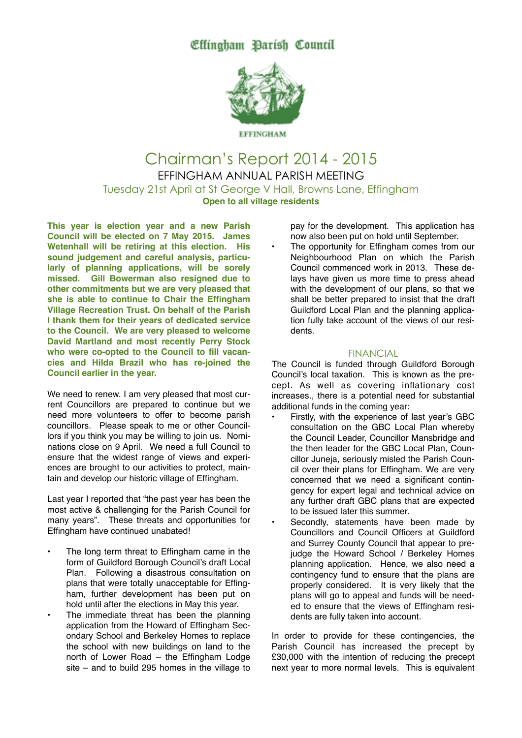# Effingham Parish Council

EFFINGHAM

# Chairman's Report 2014 - 2015

## EFFINGHAM ANNUAL PARISH MEETING

Tuesday 21st April at St George V Hall, Browns Lane, Effingham

**Open to all village residents**

**This year is election year and a new Parish Council will be elected on 7 May 2015. James Wetenhall will be retiring at this election. His sound judgement and careful analysis, particularly of planning applications, will be sorely missed. Gill Bowerman also resigned due to other commitments but we are very pleased that she is able to continue to Chair the Effingham Village Recreation Trust. On behalf of the Parish I thank them for their years of dedicated service to the Council. We are very pleased to welcome David Martland and most recently Perry Stock who were co-opted to the Council to fill vacancies and Hilda Brazil who has re-joined the Council earlier in the year.**

We need to renew. I am very pleased that most current Councillors are prepared to continue but we need more volunteers to offer to become parish councillors. Please speak to me or other Councillors if you think you may be willing to join us. Nominations close on 9 April. We need a full Council to ensure that the widest range of views and experiences are brought to our activities to protect, maintain and develop our historic village of Effingham.

Last year I reported that "the past year has been the most active & challenging for the Parish Council for many years". These threats and opportunities for Effingham have continued unabated!

- The long term threat to Effingham came in the form of Guildford Borough Council's draft Local Plan. Following a disastrous consultation on plans that were totally unacceptable for Effingham, further development has been put on hold until after the elections in May this year.
- The immediate threat has been the planning application from the Howard of Effingham Secondary School and Berkeley Homes to replace the school with new buildings on land to the north of Lower Road – the Effingham Lodge site – and to build 295 homes in the village to pay for the development. This application has now also been put on hold until September.
- The opportunity for Effingham comes from our Neighbourhood Plan on which the Parish Council commenced work in 2013. These delays have given us more time to press ahead with the development of our plans, so that we shall be better prepared to insist that the draft Guildford Local Plan and the planning application fully take account of the views of our residents.

### FINANCIAL

The Council is funded through Guildford Borough Council's local taxation. This is known as the precept. As well as covering inflationary cost increases., there is a potential need for substantial additional funds in the coming year:

- Firstly, with the experience of last year's GBC consultation on the GBC Local Plan whereby the Council Leader, Councillor Mansbridge and the then leader for the GBC Local Plan, Councillor Juneja, seriously misled the Parish Council over their plans for Effingham. We are very concerned that we need a significant contingency for expert legal and technical advice on any further draft GBC plans that are expected to be issued later this summer.
- Secondly, statements have been made by Councillors and Council Officers at Guildford and Surrey County Council that appear to prejudge the Howard School / Berkeley Homes planning application. Hence, we also need a contingency fund to ensure that the plans are properly considered. It is very likely that the plans will go to appeal and funds will be needed to ensure that the views of Effingham residents are fully taken into account.

In order to provide for these contingencies, the Parish Council has increased the precept by £30,000 with the intention of reducing the precept next year to more normal levels. This is equivalent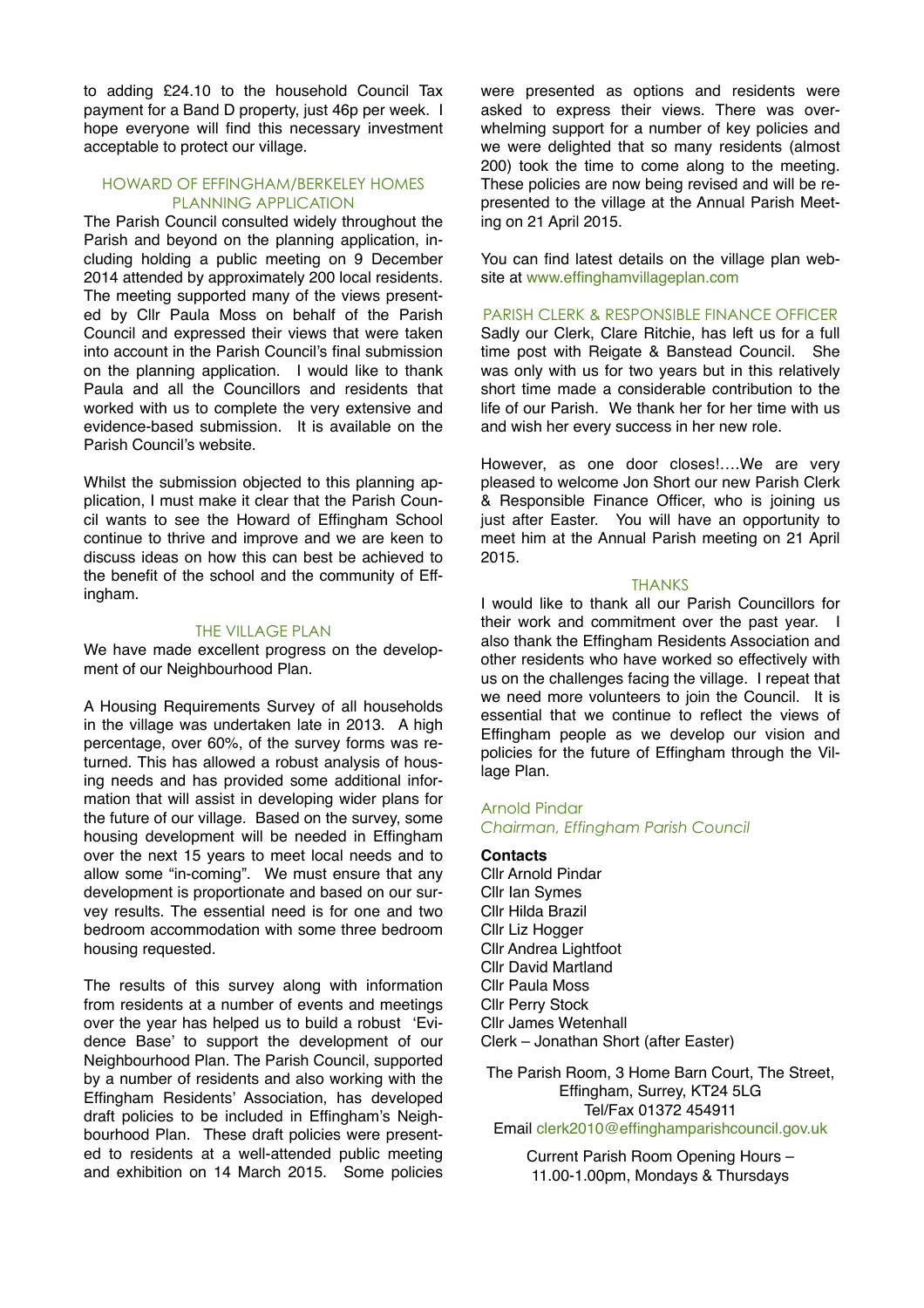to adding £24.10 to the household Council Tax payment for a Band D property, just 46p per week. I hope everyone will find this necessary investment acceptable to protect our village.

## HOWARD OF EFFINGHAM/BERKELEY HOMES PLANNING APPLICATION

The Parish Council consulted widely throughout the Parish and beyond on the planning application, including holding a public meeting on 9 December 2014 attended by approximately 200 local residents. The meeting supported many of the views presented by Cllr Paula Moss on behalf of the Parish Council and expressed their views that were taken into account in the Parish Council's final submission on the planning application. I would like to thank Paula and all the Councillors and residents that worked with us to complete the very extensive and evidence-based submission. It is available on the Parish Council's website.

Whilst the submission objected to this planning application, I must make it clear that the Parish Council wants to see the Howard of Effingham School continue to thrive and improve and we are keen to discuss ideas on how this can best be achieved to the benefit of the school and the community of Effingham.

## THE VILLAGE PLAN

We have made excellent progress on the development of our Neighbourhood Plan.

A Housing Requirements Survey of all households in the village was undertaken late in 2013. A high percentage, over 60%, of the survey forms was returned. This has allowed a robust analysis of housing needs and has provided some additional information that will assist in developing wider plans for the future of our village. Based on the survey, some housing development will be needed in Effingham over the next 15 years to meet local needs and to allow some "in-coming". We must ensure that any development is proportionate and based on our survey results. The essential need is for one and two bedroom accommodation with some three bedroom housing requested.

The results of this survey along with information from residents at a number of events and meetings over the year has helped us to build a robust 'Evidence Base' to support the development of our Neighbourhood Plan. The Parish Council, supported by a number of residents and also working with the Effingham Residents' Association, has developed draft policies to be included in Effingham's Neighbourhood Plan. These draft policies were presented to residents at a well-attended public meeting and exhibition on 14 March 2015. Some policies were presented as options and residents were asked to express their views. There was overwhelming support for a number of key policies and we were delighted that so many residents (almost 200) took the time to come along to the meeting. These policies are now being revised and will be re-presented to the village at the Annual Parish Meeting on 21 April 2015.

You can find latest details on the village plan website at www.effinghamvillageplan.com

## PARISH CLERK & RESPONSIBLE FINANCE OFFICER

Sadly our Clerk, Clare Ritchie, has left us for a full time post with Reigate & Banstead Council. She was only with us for two years but in this relatively short time made a considerable contribution to the life of our Parish. We thank her for her time with us and wish her every success in her new role.

However, as one door closes!….We are very pleased to welcome Jon Short our new Parish Clerk & Responsible Finance Officer, who is joining us just after Easter. You will have an opportunity to meet him at the Annual Parish meeting on 21 April 2015.

## THANKS

I would like to thank all our Parish Councillors for their work and commitment over the past year. I also thank the Effingham Residents Association and other residents who have worked so effectively with us on the challenges facing the village. I repeat that we need more volunteers to join the Council. It is essential that we continue to reflect the views of Effingham people as we develop our vision and policies for the future of Effingham through the Village Plan.

Arnold Pindar
*Chairman, Effingham Parish Council*

**Contacts**

Cllr Arnold Pindar
Cllr Ian Symes
Cllr Hilda Brazil
Cllr Liz Hogger
Cllr Andrea Lightfoot
Cllr David Martland
Cllr Paula Moss
Cllr Perry Stock
Cllr James Wetenhall
Clerk – Jonathan Short (after Easter)

The Parish Room, 3 Home Barn Court, The Street, Effingham, Surrey, KT24 5LG
Tel/Fax 01372 454911
Email clerk2010@effinghamparishcouncil.gov.uk

Current Parish Room Opening Hours – 11.00-1.00pm, Mondays & Thursdays